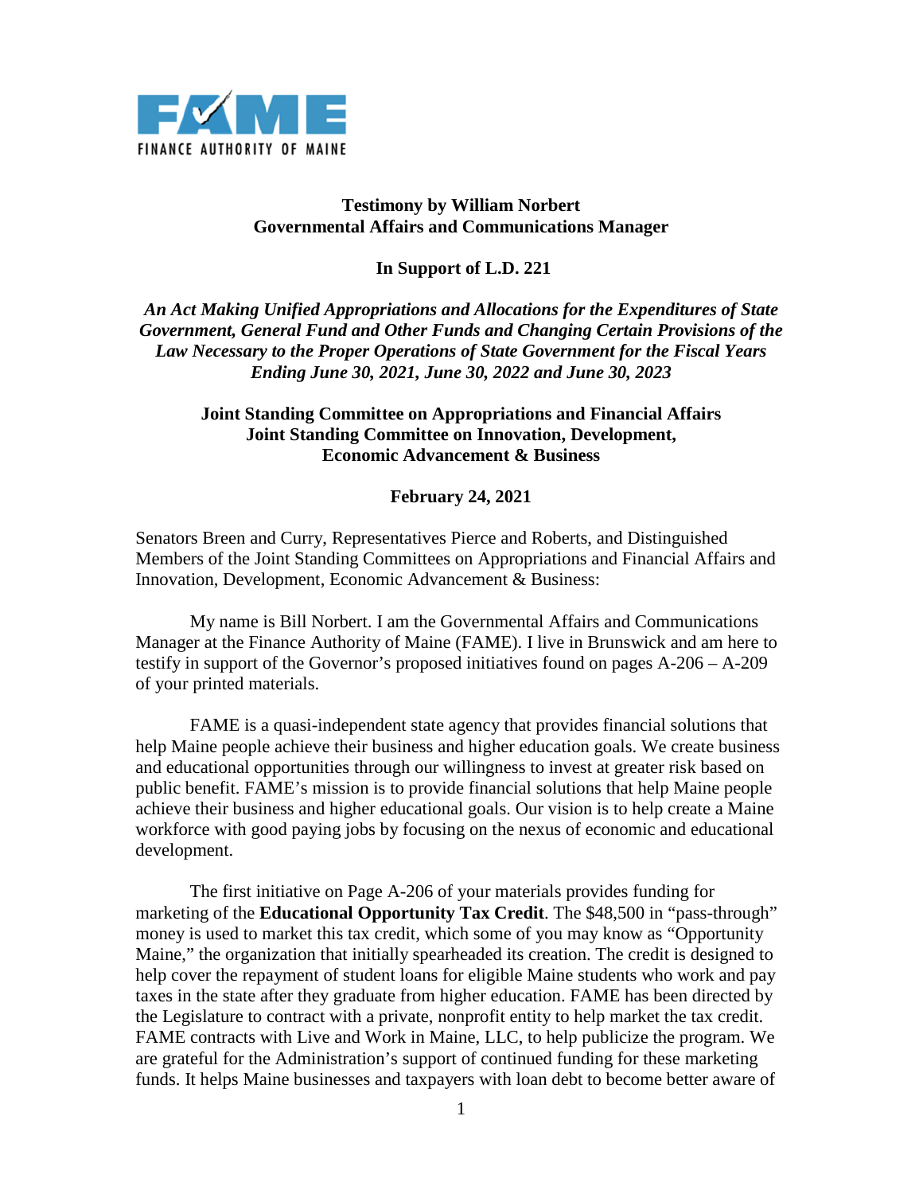FAME
FINANCE AUTHORITY OF MAINE

**Testimony by William Norbert**
**Governmental Affairs and Communications Manager**

**In Support of L.D. 221**

***An Act Making Unified Appropriations and Allocations for the Expenditures of State Government, General Fund and Other Funds and Changing Certain Provisions of the Law Necessary to the Proper Operations of State Government for the Fiscal Years Ending June 30, 2021, June 30, 2022 and June 30, 2023***

**Joint Standing Committee on Appropriations and Financial Affairs**
**Joint Standing Committee on Innovation, Development, Economic Advancement & Business**

**February 24, 2021**

Senators Breen and Curry, Representatives Pierce and Roberts, and Distinguished Members of the Joint Standing Committees on Appropriations and Financial Affairs and Innovation, Development, Economic Advancement & Business:

My name is Bill Norbert. I am the Governmental Affairs and Communications Manager at the Finance Authority of Maine (FAME). I live in Brunswick and am here to testify in support of the Governor's proposed initiatives found on pages A-206 – A-209 of your printed materials.

FAME is a quasi-independent state agency that provides financial solutions that help Maine people achieve their business and higher education goals. We create business and educational opportunities through our willingness to invest at greater risk based on public benefit. FAME's mission is to provide financial solutions that help Maine people achieve their business and higher educational goals. Our vision is to help create a Maine workforce with good paying jobs by focusing on the nexus of economic and educational development.

The first initiative on Page A-206 of your materials provides funding for marketing of the **Educational Opportunity Tax Credit**. The $48,500 in "pass-through" money is used to market this tax credit, which some of you may know as "Opportunity Maine," the organization that initially spearheaded its creation. The credit is designed to help cover the repayment of student loans for eligible Maine students who work and pay taxes in the state after they graduate from higher education. FAME has been directed by the Legislature to contract with a private, nonprofit entity to help market the tax credit. FAME contracts with Live and Work in Maine, LLC, to help publicize the program. We are grateful for the Administration's support of continued funding for these marketing funds. It helps Maine businesses and taxpayers with loan debt to become better aware of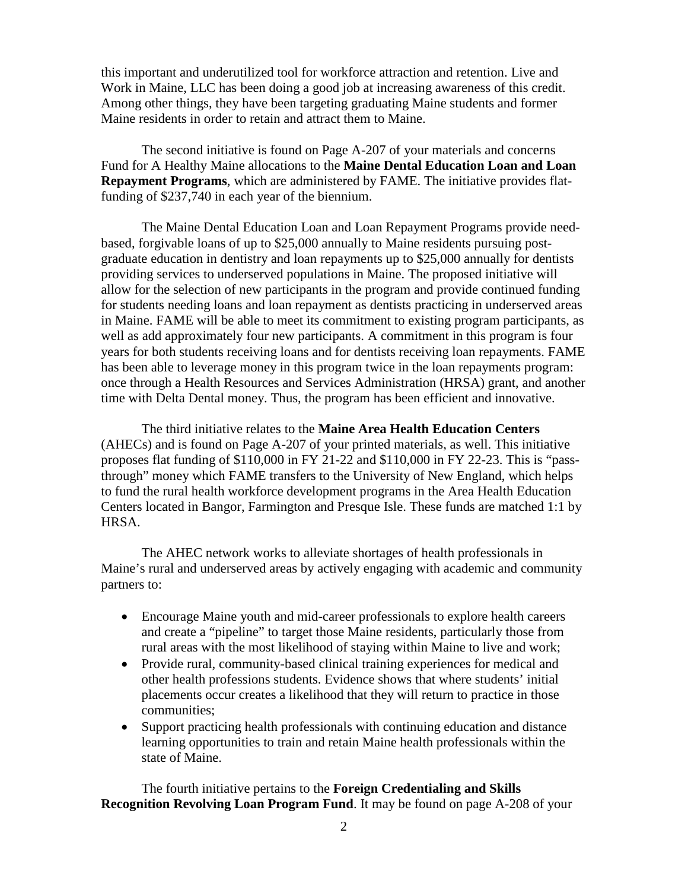this important and underutilized tool for workforce attraction and retention. Live and Work in Maine, LLC has been doing a good job at increasing awareness of this credit. Among other things, they have been targeting graduating Maine students and former Maine residents in order to retain and attract them to Maine.

The second initiative is found on Page A-207 of your materials and concerns Fund for A Healthy Maine allocations to the **Maine Dental Education Loan and Loan Repayment Programs**, which are administered by FAME. The initiative provides flat-funding of $237,740 in each year of the biennium.

The Maine Dental Education Loan and Loan Repayment Programs provide need-based, forgivable loans of up to $25,000 annually to Maine residents pursuing post-graduate education in dentistry and loan repayments up to $25,000 annually for dentists providing services to underserved populations in Maine. The proposed initiative will allow for the selection of new participants in the program and provide continued funding for students needing loans and loan repayment as dentists practicing in underserved areas in Maine. FAME will be able to meet its commitment to existing program participants, as well as add approximately four new participants. A commitment in this program is four years for both students receiving loans and for dentists receiving loan repayments. FAME has been able to leverage money in this program twice in the loan repayments program: once through a Health Resources and Services Administration (HRSA) grant, and another time with Delta Dental money. Thus, the program has been efficient and innovative.

The third initiative relates to the **Maine Area Health Education Centers** (AHECs) and is found on Page A-207 of your printed materials, as well. This initiative proposes flat funding of $110,000 in FY 21-22 and $110,000 in FY 22-23. This is "pass-through" money which FAME transfers to the University of New England, which helps to fund the rural health workforce development programs in the Area Health Education Centers located in Bangor, Farmington and Presque Isle. These funds are matched 1:1 by HRSA.

The AHEC network works to alleviate shortages of health professionals in Maine's rural and underserved areas by actively engaging with academic and community partners to:

- Encourage Maine youth and mid-career professionals to explore health careers and create a "pipeline" to target those Maine residents, particularly those from rural areas with the most likelihood of staying within Maine to live and work;
- Provide rural, community-based clinical training experiences for medical and other health professions students. Evidence shows that where students' initial placements occur creates a likelihood that they will return to practice in those communities;
- Support practicing health professionals with continuing education and distance learning opportunities to train and retain Maine health professionals within the state of Maine.

The fourth initiative pertains to the **Foreign Credentialing and Skills Recognition Revolving Loan Program Fund**. It may be found on page A-208 of your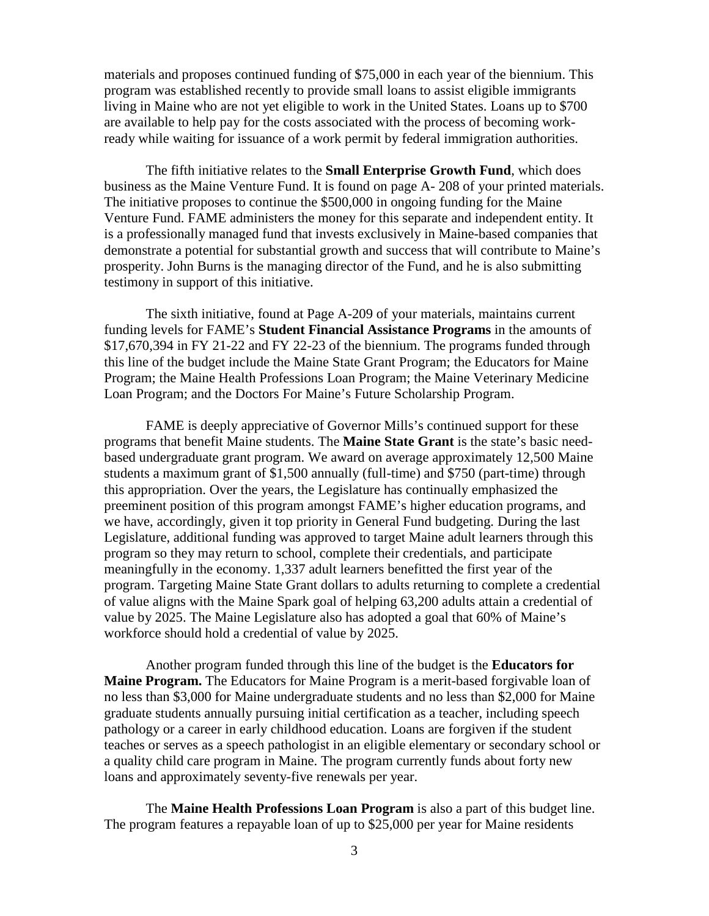materials and proposes continued funding of $75,000 in each year of the biennium. This program was established recently to provide small loans to assist eligible immigrants living in Maine who are not yet eligible to work in the United States. Loans up to $700 are available to help pay for the costs associated with the process of becoming work-ready while waiting for issuance of a work permit by federal immigration authorities.

The fifth initiative relates to the **Small Enterprise Growth Fund**, which does business as the Maine Venture Fund. It is found on page A- 208 of your printed materials. The initiative proposes to continue the $500,000 in ongoing funding for the Maine Venture Fund. FAME administers the money for this separate and independent entity. It is a professionally managed fund that invests exclusively in Maine-based companies that demonstrate a potential for substantial growth and success that will contribute to Maine's prosperity. John Burns is the managing director of the Fund, and he is also submitting testimony in support of this initiative.

The sixth initiative, found at Page A-209 of your materials, maintains current funding levels for FAME's **Student Financial Assistance Programs** in the amounts of $17,670,394 in FY 21-22 and FY 22-23 of the biennium. The programs funded through this line of the budget include the Maine State Grant Program; the Educators for Maine Program; the Maine Health Professions Loan Program; the Maine Veterinary Medicine Loan Program; and the Doctors For Maine's Future Scholarship Program.

FAME is deeply appreciative of Governor Mills's continued support for these programs that benefit Maine students. The **Maine State Grant** is the state's basic need-based undergraduate grant program. We award on average approximately 12,500 Maine students a maximum grant of $1,500 annually (full-time) and $750 (part-time) through this appropriation. Over the years, the Legislature has continually emphasized the preeminent position of this program amongst FAME's higher education programs, and we have, accordingly, given it top priority in General Fund budgeting. During the last Legislature, additional funding was approved to target Maine adult learners through this program so they may return to school, complete their credentials, and participate meaningfully in the economy. 1,337 adult learners benefitted the first year of the program. Targeting Maine State Grant dollars to adults returning to complete a credential of value aligns with the Maine Spark goal of helping 63,200 adults attain a credential of value by 2025. The Maine Legislature also has adopted a goal that 60% of Maine's workforce should hold a credential of value by 2025.

Another program funded through this line of the budget is the **Educators for Maine Program.** The Educators for Maine Program is a merit-based forgivable loan of no less than $3,000 for Maine undergraduate students and no less than $2,000 for Maine graduate students annually pursuing initial certification as a teacher, including speech pathology or a career in early childhood education. Loans are forgiven if the student teaches or serves as a speech pathologist in an eligible elementary or secondary school or a quality child care program in Maine. The program currently funds about forty new loans and approximately seventy-five renewals per year.

The **Maine Health Professions Loan Program** is also a part of this budget line. The program features a repayable loan of up to $25,000 per year for Maine residents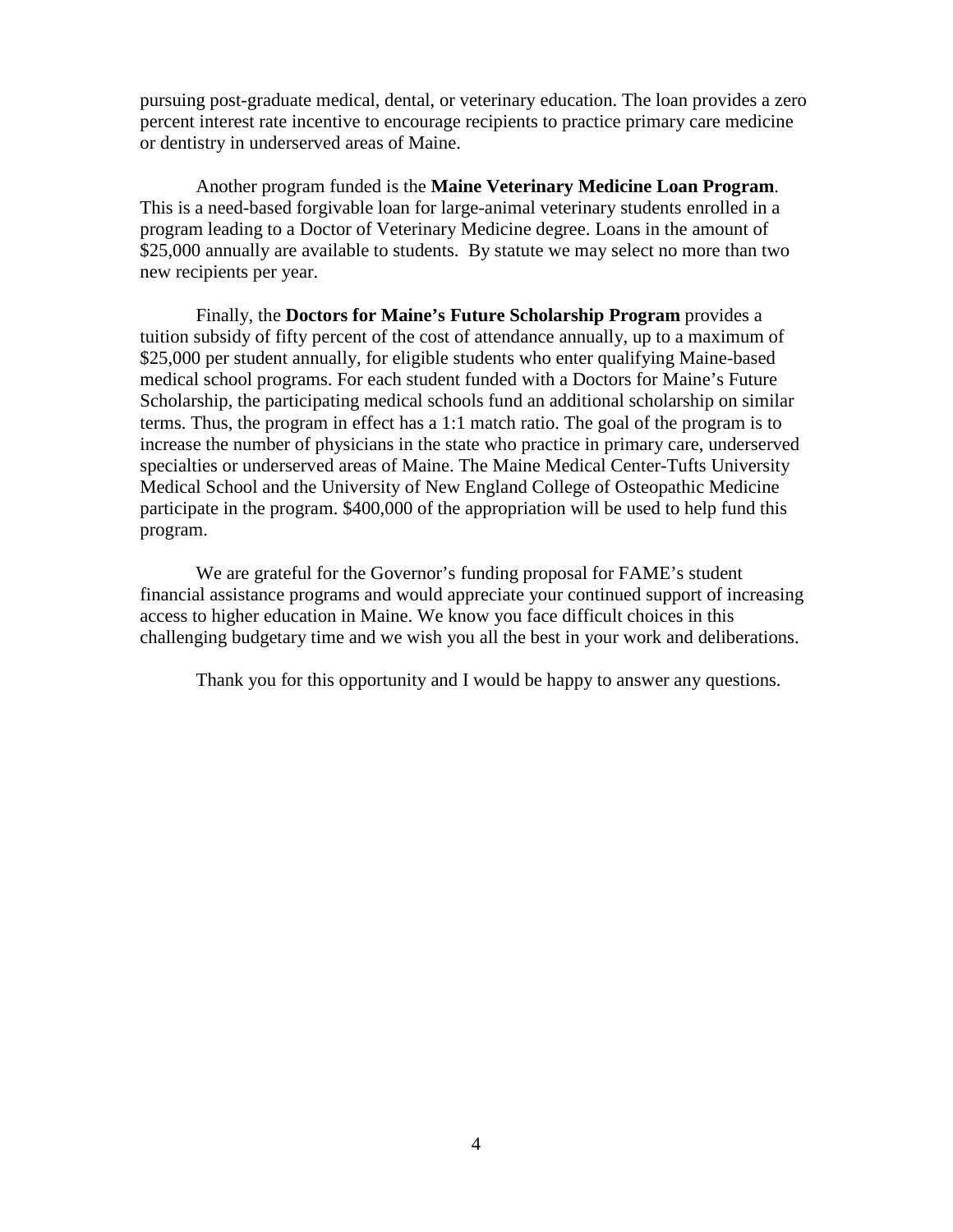pursuing post-graduate medical, dental, or veterinary education. The loan provides a zero percent interest rate incentive to encourage recipients to practice primary care medicine or dentistry in underserved areas of Maine.

Another program funded is the **Maine Veterinary Medicine Loan Program**. This is a need-based forgivable loan for large-animal veterinary students enrolled in a program leading to a Doctor of Veterinary Medicine degree. Loans in the amount of $25,000 annually are available to students. By statute we may select no more than two new recipients per year.

Finally, the **Doctors for Maine's Future Scholarship Program** provides a tuition subsidy of fifty percent of the cost of attendance annually, up to a maximum of $25,000 per student annually, for eligible students who enter qualifying Maine-based medical school programs. For each student funded with a Doctors for Maine's Future Scholarship, the participating medical schools fund an additional scholarship on similar terms. Thus, the program in effect has a 1:1 match ratio. The goal of the program is to increase the number of physicians in the state who practice in primary care, underserved specialties or underserved areas of Maine. The Maine Medical Center-Tufts University Medical School and the University of New England College of Osteopathic Medicine participate in the program. $400,000 of the appropriation will be used to help fund this program.

We are grateful for the Governor's funding proposal for FAME's student financial assistance programs and would appreciate your continued support of increasing access to higher education in Maine. We know you face difficult choices in this challenging budgetary time and we wish you all the best in your work and deliberations.

Thank you for this opportunity and I would be happy to answer any questions.